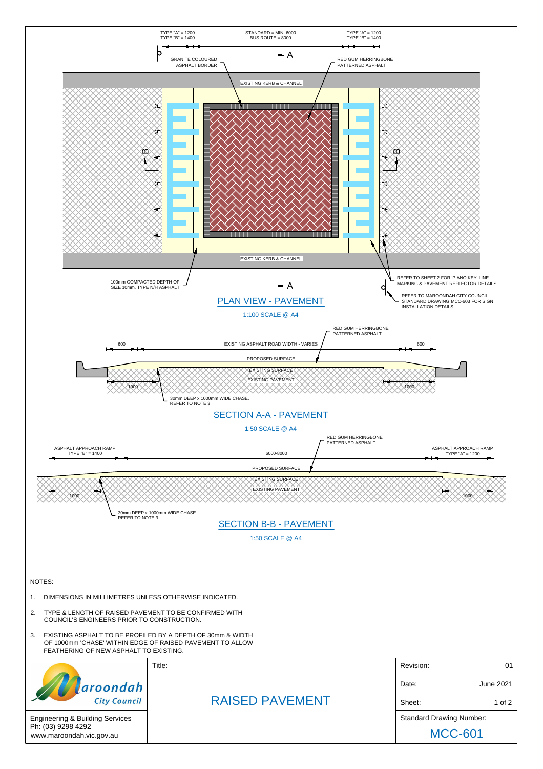TYPE "A" = 1200
TYPE "B" = 1400

STANDARD = MIN. 6000
BUS ROUTE = 8000

TYPE "A" = 1200
TYPE "B" = 1400

GRANITE COLOURED ASPHALT BORDER

RED GUM HERRINGBONE PATTERNED ASPHALT

EXISTING KERB & CHANNEL

EXISTING KERB & CHANNEL

100mm COMPACTED DEPTH OF SIZE 10mm, TYPE N/H ASPHALT

REFER TO SHEET 2 FOR 'PIANO KEY' LINE MARKING & PAVEMENT REFLECTOR DETAILS

REFER TO MAROONDAH CITY COUNCIL STANDARD DRAWING MCC-603 FOR SIGN INSTALLATION DETAILS

## PLAN VIEW - PAVEMENT

1:100 SCALE @ A4

RED GUM HERRINGBONE PATTERNED ASPHALT

600 — EXISTING ASPHALT ROAD WIDTH - VARIES — 600

PROPOSED SURFACE

EXISTING SURFACE

EXISTING PAVEMENT

1000 — 1000

30mm DEEP x 1000mm WIDE CHASE. REFER TO NOTE 3

## SECTION A-A - PAVEMENT

1:50 SCALE @ A4

RED GUM HERRINGBONE PATTERNED ASPHALT

ASPHALT APPROACH RAMP TYPE "B" = 1400

6000-8000

ASPHALT APPROACH RAMP TYPE "A" = 1200

PROPOSED SURFACE

EXISTING SURFACE

EXISTING PAVEMENT

1000 — 1000

30mm DEEP x 1000mm WIDE CHASE. REFER TO NOTE 3

## SECTION B-B - PAVEMENT

1:50 SCALE @ A4

NOTES:

1. DIMENSIONS IN MILLIMETRES UNLESS OTHERWISE INDICATED.
2. TYPE & LENGTH OF RAISED PAVEMENT TO BE CONFIRMED WITH COUNCIL'S ENGINEERS PRIOR TO CONSTRUCTION.
3. EXISTING ASPHALT TO BE PROFILED BY A DEPTH OF 30mm & WIDTH OF 1000mm 'CHASE' WITHIN EDGE OF RAISED PAVEMENT TO ALLOW FEATHERING OF NEW ASPHALT TO EXISTING.

Maroondah City Council

Engineering & Building Services
Ph: (03) 9298 4292
www.maroondah.vic.gov.au

Title: RAISED PAVEMENT

| Revision: | 01 |
|---|---|
| Date: | June 2021 |
| Sheet: | 1 of 2 |
| Standard Drawing Number: | MCC-601 |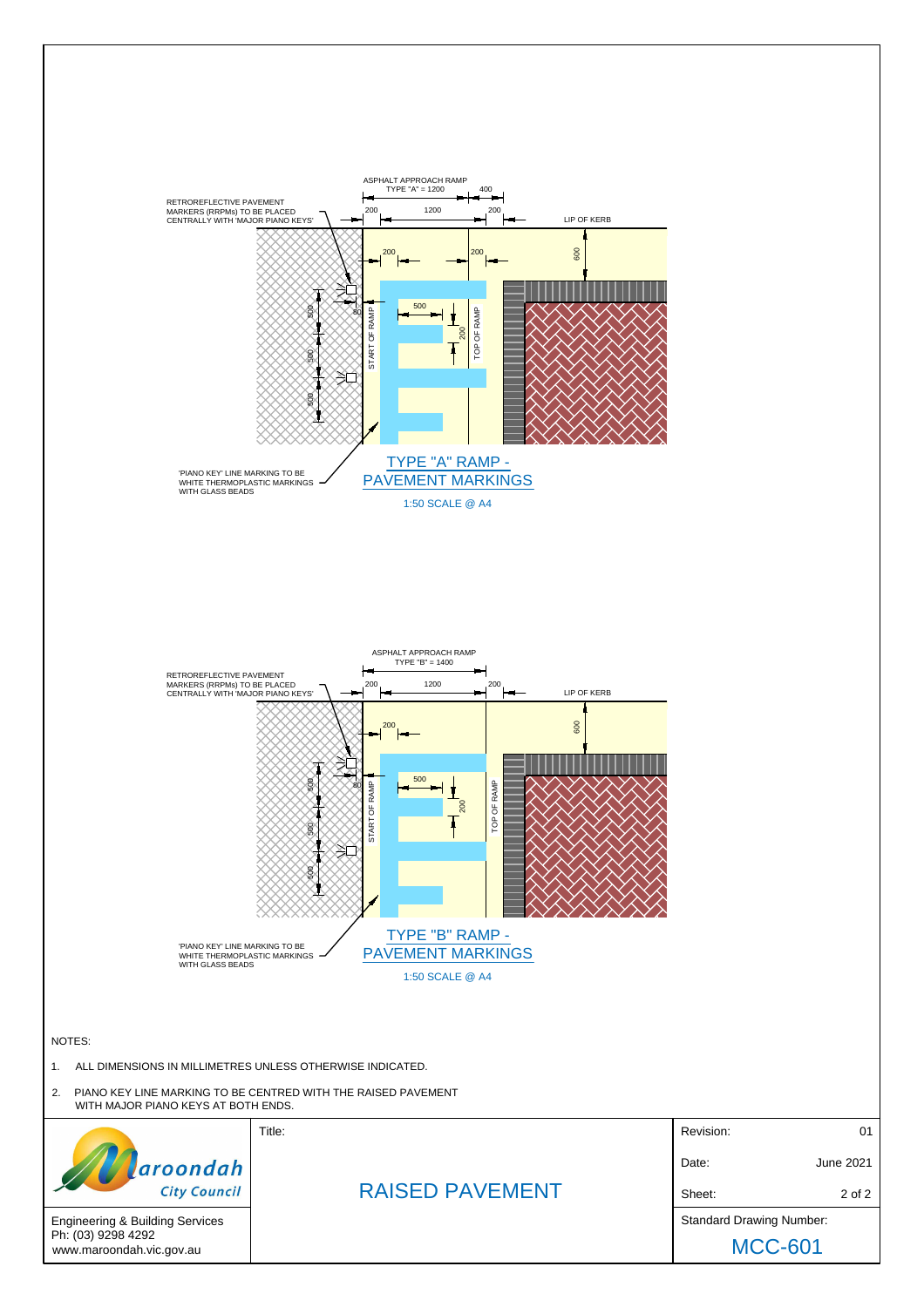ASPHALT APPROACH RAMP
TYPE "A" = 1200
400

RETROREFLECTIVE PAVEMENT MARKERS (RRPMs) TO BE PLACED CENTRALLY WITH 'MAJOR PIANO KEYS'

200
1200
200
LIP OF KERB
200
200
600
500
500
500
80
START OF RAMP
500
200
TOP OF RAMP

'PIANO KEY' LINE MARKING TO BE WHITE THERMOPLASTIC MARKINGS WITH GLASS BEADS

TYPE "A" RAMP - PAVEMENT MARKINGS

1:50 SCALE @ A4

ASPHALT APPROACH RAMP
TYPE "B" = 1400

RETROREFLECTIVE PAVEMENT MARKERS (RRPMs) TO BE PLACED CENTRALLY WITH 'MAJOR PIANO KEYS'

200
1200
200
LIP OF KERB
200
600
500
500
500
80
START OF RAMP
500
200
TOP OF RAMP

'PIANO KEY' LINE MARKING TO BE WHITE THERMOPLASTIC MARKINGS WITH GLASS BEADS

TYPE "B" RAMP - PAVEMENT MARKINGS

1:50 SCALE @ A4

NOTES:

1. ALL DIMENSIONS IN MILLIMETRES UNLESS OTHERWISE INDICATED.
2. PIANO KEY LINE MARKING TO BE CENTRED WITH THE RAISED PAVEMENT WITH MAJOR PIANO KEYS AT BOTH ENDS.

| | | |
|---|---|---|
| Maroondah City Council | Title: RAISED PAVEMENT | Revision: 01 |
| | | Date: June 2021 |
| | | Sheet: 2 of 2 |
| Engineering & Building Services<br>Ph: (03) 9298 4292<br>www.maroondah.vic.gov.au | | Standard Drawing Number: MCC-601 |